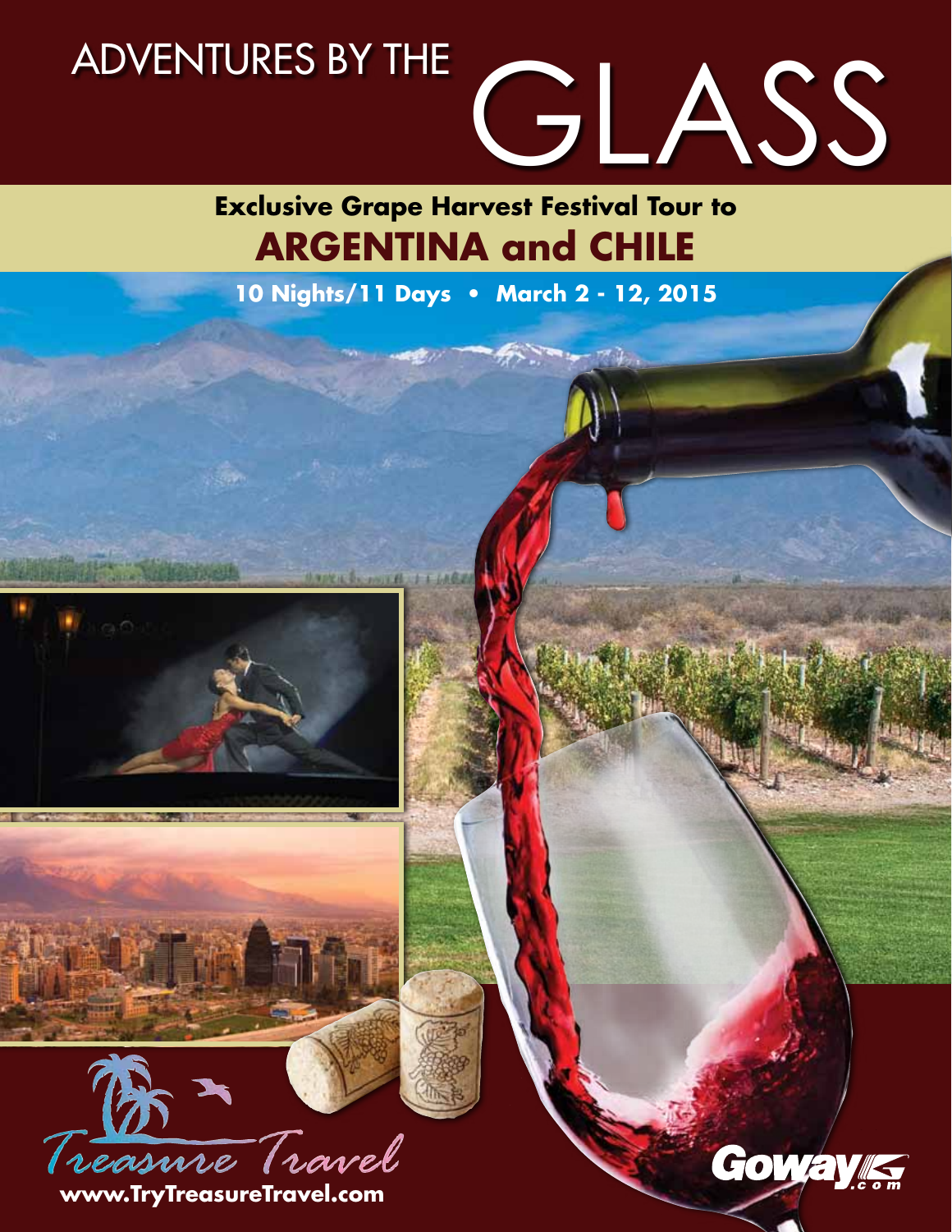# ADVENTURES BY THE GLASS

## Exclusive Grape Harvest Festival Tour to

# ARGENTINA and CHILE

**10 Nights/11 Days • March 2 - 12, 2015**

Treasure Travel

**www.TryTreasureTravel.com**

Goway.com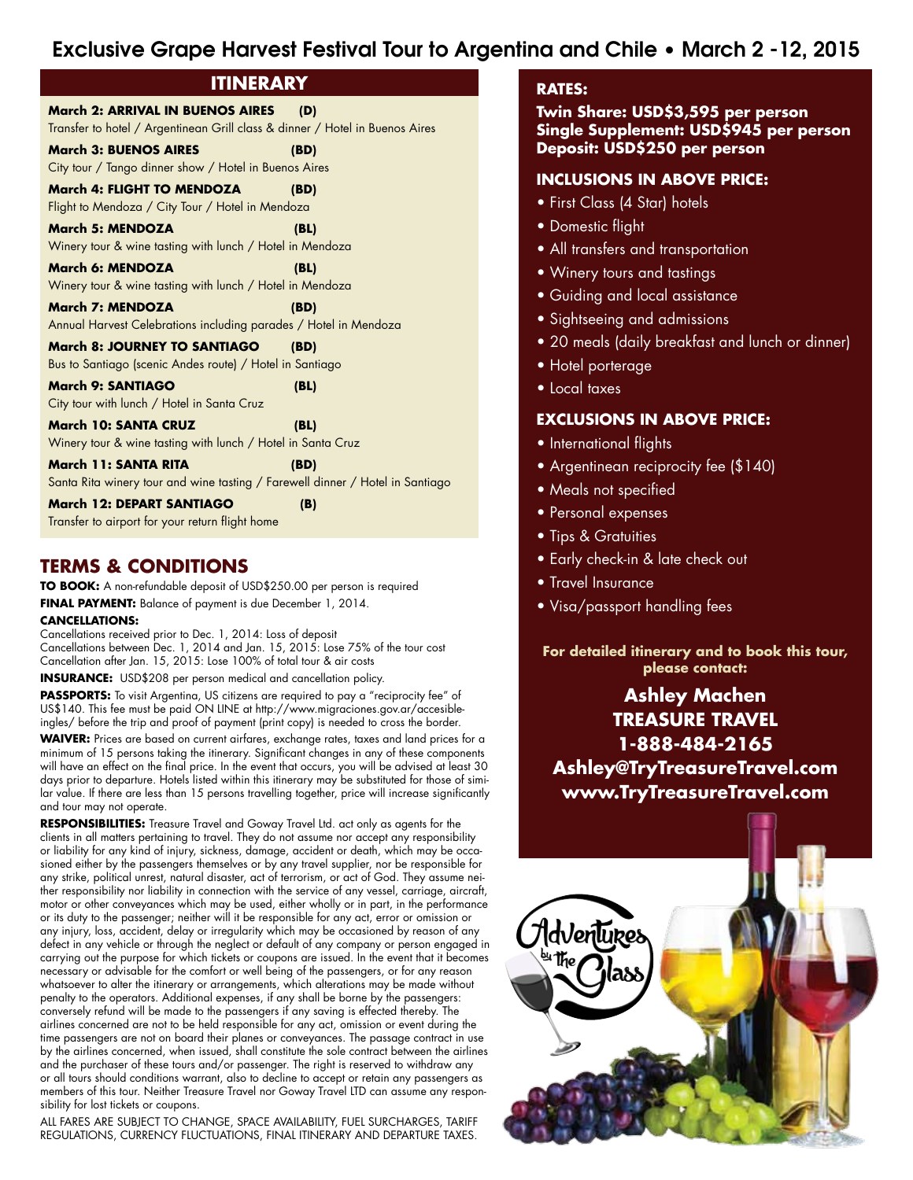# Exclusive Grape Harvest Festival Tour to Argentina and Chile • March 2 -12, 2015

## ITINERARY

**March 2: ARRIVAL IN BUENOS AIRES (D)**
Transfer to hotel / Argentinean Grill class & dinner / Hotel in Buenos Aires

**March 3: BUENOS AIRES (BD)**
City tour / Tango dinner show / Hotel in Buenos Aires

**March 4: FLIGHT TO MENDOZA (BD)**
Flight to Mendoza / City Tour / Hotel in Mendoza

**March 5: MENDOZA (BL)**
Winery tour & wine tasting with lunch / Hotel in Mendoza

**March 6: MENDOZA (BL)**
Winery tour & wine tasting with lunch / Hotel in Mendoza

**March 7: MENDOZA (BD)**
Annual Harvest Celebrations including parades / Hotel in Mendoza

**March 8: JOURNEY TO SANTIAGO (BD)**
Bus to Santiago (scenic Andes route) / Hotel in Santiago

**March 9: SANTIAGO (BL)**
City tour with lunch / Hotel in Santa Cruz

**March 10: SANTA CRUZ (BL)**
Winery tour & wine tasting with lunch / Hotel in Santa Cruz

**March 11: SANTA RITA (BD)**
Santa Rita winery tour and wine tasting / Farewell dinner / Hotel in Santiago

**March 12: DEPART SANTIAGO (B)**
Transfer to airport for your return flight home

## TERMS & CONDITIONS

**TO BOOK:** A non-refundable deposit of USD$250.00 per person is required

**FINAL PAYMENT:** Balance of payment is due December 1, 2014.

**CANCELLATIONS:**
Cancellations received prior to Dec. 1, 2014: Loss of deposit
Cancellations between Dec. 1, 2014 and Jan. 15, 2015: Lose 75% of the tour cost
Cancellation after Jan. 15, 2015: Lose 100% of total tour & air costs

**INSURANCE:** USD$208 per person medical and cancellation policy.

**PASSPORTS:** To visit Argentina, US citizens are required to pay a "reciprocity fee" of US$140. This fee must be paid ON LINE at http://www.migraciones.gov.ar/accesible-ingles/ before the trip and proof of payment (print copy) is needed to cross the border.

**WAIVER:** Prices are based on current airfares, exchange rates, taxes and land prices for a minimum of 15 persons taking the itinerary. Significant changes in any of these components will have an effect on the final price. In the event that occurs, you will be advised at least 30 days prior to departure. Hotels listed within this itinerary may be substituted for those of similar value. If there are less than 15 persons travelling together, price will increase significantly and tour may not operate.

**RESPONSIBILITIES:** Treasure Travel and Goway Travel Ltd. act only as agents for the clients in all matters pertaining to travel. They do not assume nor accept any responsibility or liability for any kind of injury, sickness, damage, accident or death, which may be occasioned either by the passengers themselves or by any travel supplier, nor be responsible for any strike, political unrest, natural disaster, act of terrorism, or act of God. They assume neither responsibility nor liability in connection with the service of any vessel, carriage, aircraft, motor or other conveyances which may be used, either wholly or in part, in the performance or its duty to the passenger; neither will it be responsible for any act, error or omission or any injury, loss, accident, delay or irregularity which may be occasioned by reason of any defect in any vehicle or through the neglect or default of any company or person engaged in carrying out the purpose for which tickets or coupons are issued. In the event that it becomes necessary or advisable for the comfort or well being of the passengers, or for any reason whatsoever to alter the itinerary or arrangements, which alterations may be made without penalty to the operators. Additional expenses, if any shall be borne by the passengers: conversely refund will be made to the passengers if any saving is effected thereby. The airlines concerned are not to be held responsible for any act, omission or event during the time passengers are not on board their planes or conveyances. The passage contract in use by the airlines concerned, when issued, shall constitute the sole contract between the airlines and the purchaser of these tours and/or passenger. The right is reserved to withdraw any or all tours should conditions warrant, also to decline to accept or retain any passengers as members of this tour. Neither Treasure Travel nor Goway Travel LTD can assume any responsibility for lost tickets or coupons.

ALL FARES ARE SUBJECT TO CHANGE, SPACE AVAILABILITY, FUEL SURCHARGES, TARIFF REGULATIONS, CURRENCY FLUCTUATIONS, FINAL ITINERARY AND DEPARTURE TAXES.

## RATES:

**Twin Share: USD$3,595 per person**
**Single Supplement: USD$945 per person**
**Deposit: USD$250 per person**

### INCLUSIONS IN ABOVE PRICE:

- First Class (4 Star) hotels
- Domestic flight
- All transfers and transportation
- Winery tours and tastings
- Guiding and local assistance
- Sightseeing and admissions
- 20 meals (daily breakfast and lunch or dinner)
- Hotel porterage
- Local taxes

### EXCLUSIONS IN ABOVE PRICE:

- International flights
- Argentinean reciprocity fee ($140)
- Meals not specified
- Personal expenses
- Tips & Gratuities
- Early check-in & late check out
- Travel Insurance
- Visa/passport handling fees

**For detailed itinerary and to book this tour, please contact:**

**Ashley Machen**
**TREASURE TRAVEL**
**1-888-484-2165**
**Ashley@TryTreasureTravel.com**
**www.TryTreasureTravel.com**

Adventures by the Glass